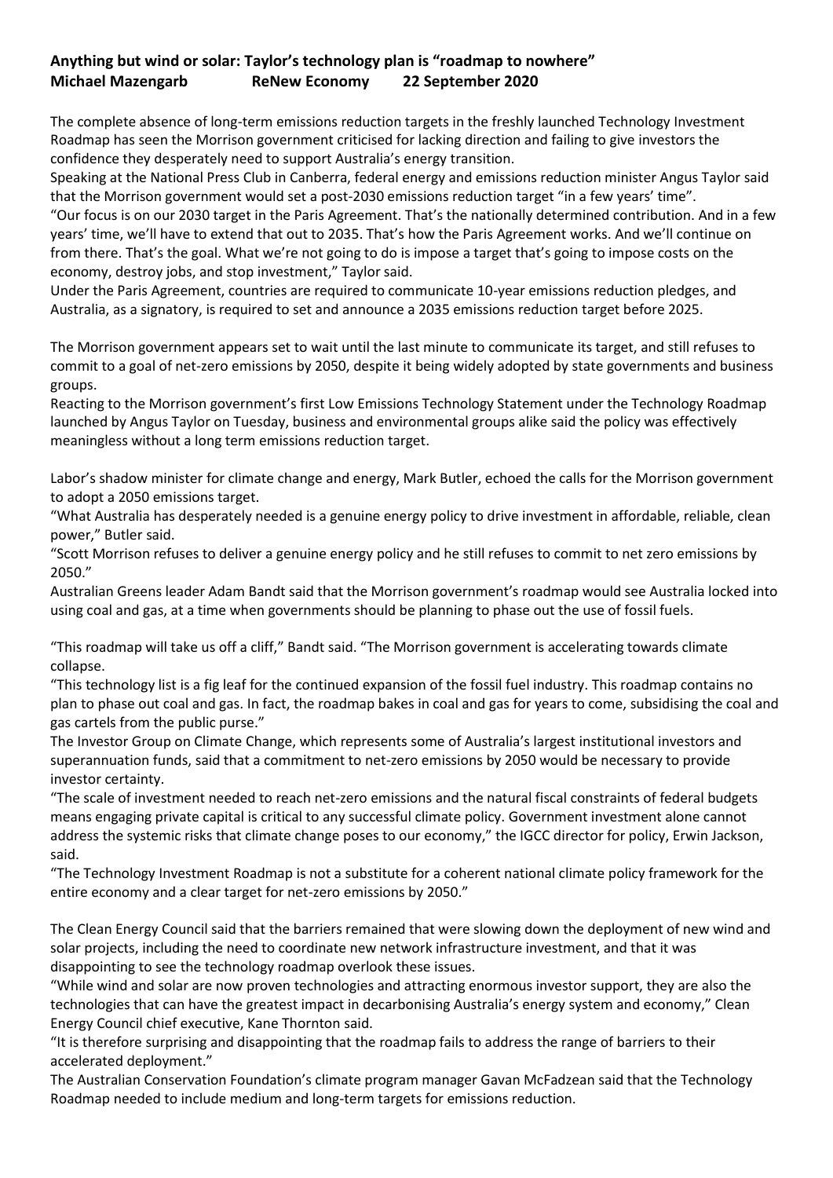**Anything but wind or solar: Taylor's technology plan is "roadmap to nowhere"**
**Michael Mazengarb ReNew Economy 22 September 2020**

The complete absence of long-term emissions reduction targets in the freshly launched Technology Investment Roadmap has seen the Morrison government criticised for lacking direction and failing to give investors the confidence they desperately need to support Australia's energy transition.

Speaking at the National Press Club in Canberra, federal energy and emissions reduction minister Angus Taylor said that the Morrison government would set a post-2030 emissions reduction target "in a few years' time".

"Our focus is on our 2030 target in the Paris Agreement. That's the nationally determined contribution. And in a few years' time, we'll have to extend that out to 2035. That's how the Paris Agreement works. And we'll continue on from there. That's the goal. What we're not going to do is impose a target that's going to impose costs on the economy, destroy jobs, and stop investment," Taylor said.

Under the Paris Agreement, countries are required to communicate 10-year emissions reduction pledges, and Australia, as a signatory, is required to set and announce a 2035 emissions reduction target before 2025.

The Morrison government appears set to wait until the last minute to communicate its target, and still refuses to commit to a goal of net-zero emissions by 2050, despite it being widely adopted by state governments and business groups.

Reacting to the Morrison government's first Low Emissions Technology Statement under the Technology Roadmap launched by Angus Taylor on Tuesday, business and environmental groups alike said the policy was effectively meaningless without a long term emissions reduction target.

Labor's shadow minister for climate change and energy, Mark Butler, echoed the calls for the Morrison government to adopt a 2050 emissions target.

"What Australia has desperately needed is a genuine energy policy to drive investment in affordable, reliable, clean power," Butler said.

"Scott Morrison refuses to deliver a genuine energy policy and he still refuses to commit to net zero emissions by 2050."

Australian Greens leader Adam Bandt said that the Morrison government's roadmap would see Australia locked into using coal and gas, at a time when governments should be planning to phase out the use of fossil fuels.

"This roadmap will take us off a cliff," Bandt said. "The Morrison government is accelerating towards climate collapse.

"This technology list is a fig leaf for the continued expansion of the fossil fuel industry. This roadmap contains no plan to phase out coal and gas. In fact, the roadmap bakes in coal and gas for years to come, subsidising the coal and gas cartels from the public purse."

The Investor Group on Climate Change, which represents some of Australia's largest institutional investors and superannuation funds, said that a commitment to net-zero emissions by 2050 would be necessary to provide investor certainty.

"The scale of investment needed to reach net-zero emissions and the natural fiscal constraints of federal budgets means engaging private capital is critical to any successful climate policy. Government investment alone cannot address the systemic risks that climate change poses to our economy," the IGCC director for policy, Erwin Jackson, said.

"The Technology Investment Roadmap is not a substitute for a coherent national climate policy framework for the entire economy and a clear target for net-zero emissions by 2050."

The Clean Energy Council said that the barriers remained that were slowing down the deployment of new wind and solar projects, including the need to coordinate new network infrastructure investment, and that it was disappointing to see the technology roadmap overlook these issues.

"While wind and solar are now proven technologies and attracting enormous investor support, they are also the technologies that can have the greatest impact in decarbonising Australia's energy system and economy," Clean Energy Council chief executive, Kane Thornton said.

"It is therefore surprising and disappointing that the roadmap fails to address the range of barriers to their accelerated deployment."

The Australian Conservation Foundation's climate program manager Gavan McFadzean said that the Technology Roadmap needed to include medium and long-term targets for emissions reduction.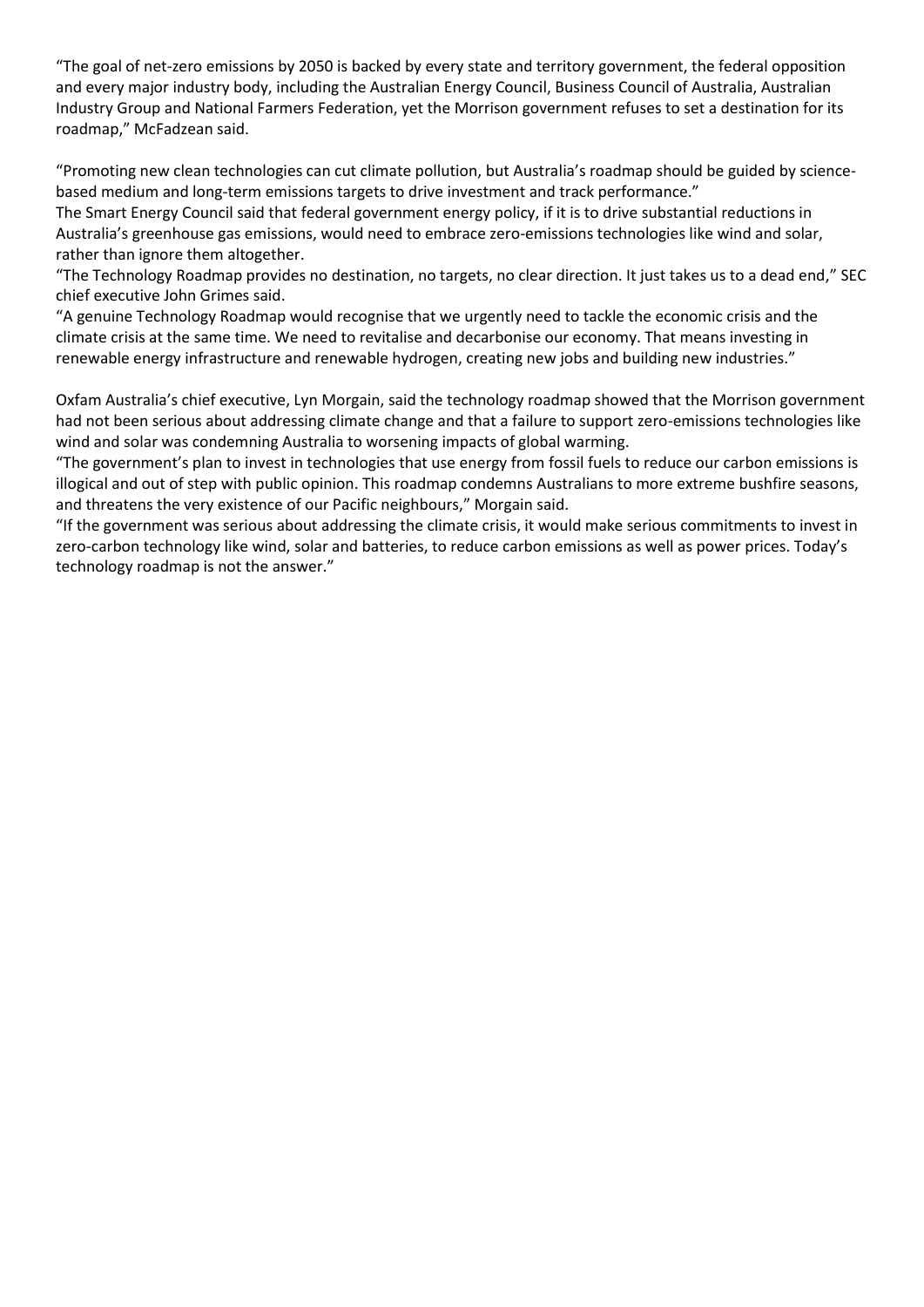"The goal of net-zero emissions by 2050 is backed by every state and territory government, the federal opposition and every major industry body, including the Australian Energy Council, Business Council of Australia, Australian Industry Group and National Farmers Federation, yet the Morrison government refuses to set a destination for its roadmap," McFadzean said.

"Promoting new clean technologies can cut climate pollution, but Australia's roadmap should be guided by science-based medium and long-term emissions targets to drive investment and track performance."

The Smart Energy Council said that federal government energy policy, if it is to drive substantial reductions in Australia's greenhouse gas emissions, would need to embrace zero-emissions technologies like wind and solar, rather than ignore them altogether.

"The Technology Roadmap provides no destination, no targets, no clear direction. It just takes us to a dead end," SEC chief executive John Grimes said.

"A genuine Technology Roadmap would recognise that we urgently need to tackle the economic crisis and the climate crisis at the same time. We need to revitalise and decarbonise our economy. That means investing in renewable energy infrastructure and renewable hydrogen, creating new jobs and building new industries."

Oxfam Australia's chief executive, Lyn Morgain, said the technology roadmap showed that the Morrison government had not been serious about addressing climate change and that a failure to support zero-emissions technologies like wind and solar was condemning Australia to worsening impacts of global warming.

"The government's plan to invest in technologies that use energy from fossil fuels to reduce our carbon emissions is illogical and out of step with public opinion. This roadmap condemns Australians to more extreme bushfire seasons, and threatens the very existence of our Pacific neighbours," Morgain said.

"If the government was serious about addressing the climate crisis, it would make serious commitments to invest in zero-carbon technology like wind, solar and batteries, to reduce carbon emissions as well as power prices. Today's technology roadmap is not the answer."